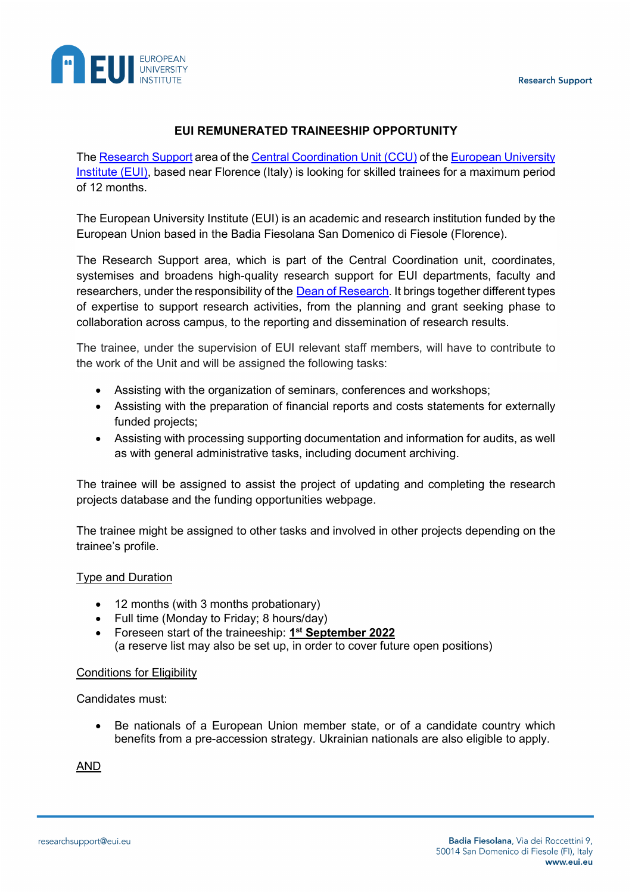# EUI REMUNERATED TRAINEESHIP OPPORTUNITY

The Research Support area of the Central Coordination Unit (CCU) of the European University Institute (EUI), based near Florence (Italy) is looking for skilled trainees for a maximum period of 12 months.

The European University Institute (EUI) is an academic and research institution funded by the European Union based in the Badia Fiesolana San Domenico di Fiesole (Florence).

The Research Support area, which is part of the Central Coordination unit, coordinates, systemises and broadens high-quality research support for EUI departments, faculty and researchers, under the responsibility of the Dean of Research. It brings together different types of expertise to support research activities, from the planning and grant seeking phase to collaboration across campus, to the reporting and dissemination of research results.

The trainee, under the supervision of EUI relevant staff members, will have to contribute to the work of the Unit and will be assigned the following tasks:

- Assisting with the organization of seminars, conferences and workshops;
- Assisting with the preparation of financial reports and costs statements for externally funded projects;
- Assisting with processing supporting documentation and information for audits, as well as with general administrative tasks, including document archiving.

The trainee will be assigned to assist the project of updating and completing the research projects database and the funding opportunities webpage.

The trainee might be assigned to other tasks and involved in other projects depending on the trainee's profile.

<u>Type and Duration</u>

- 12 months (with 3 months probationary)
- Full time (Monday to Friday; 8 hours/day)
- Foreseen start of the traineeship: **<u>1st September 2022</u>**
  (a reserve list may also be set up, in order to cover future open positions)

<u>Conditions for Eligibility</u>

Candidates must:

- Be nationals of a European Union member state, or of a candidate country which benefits from a pre-accession strategy. Ukrainian nationals are also eligible to apply.

<u>AND</u>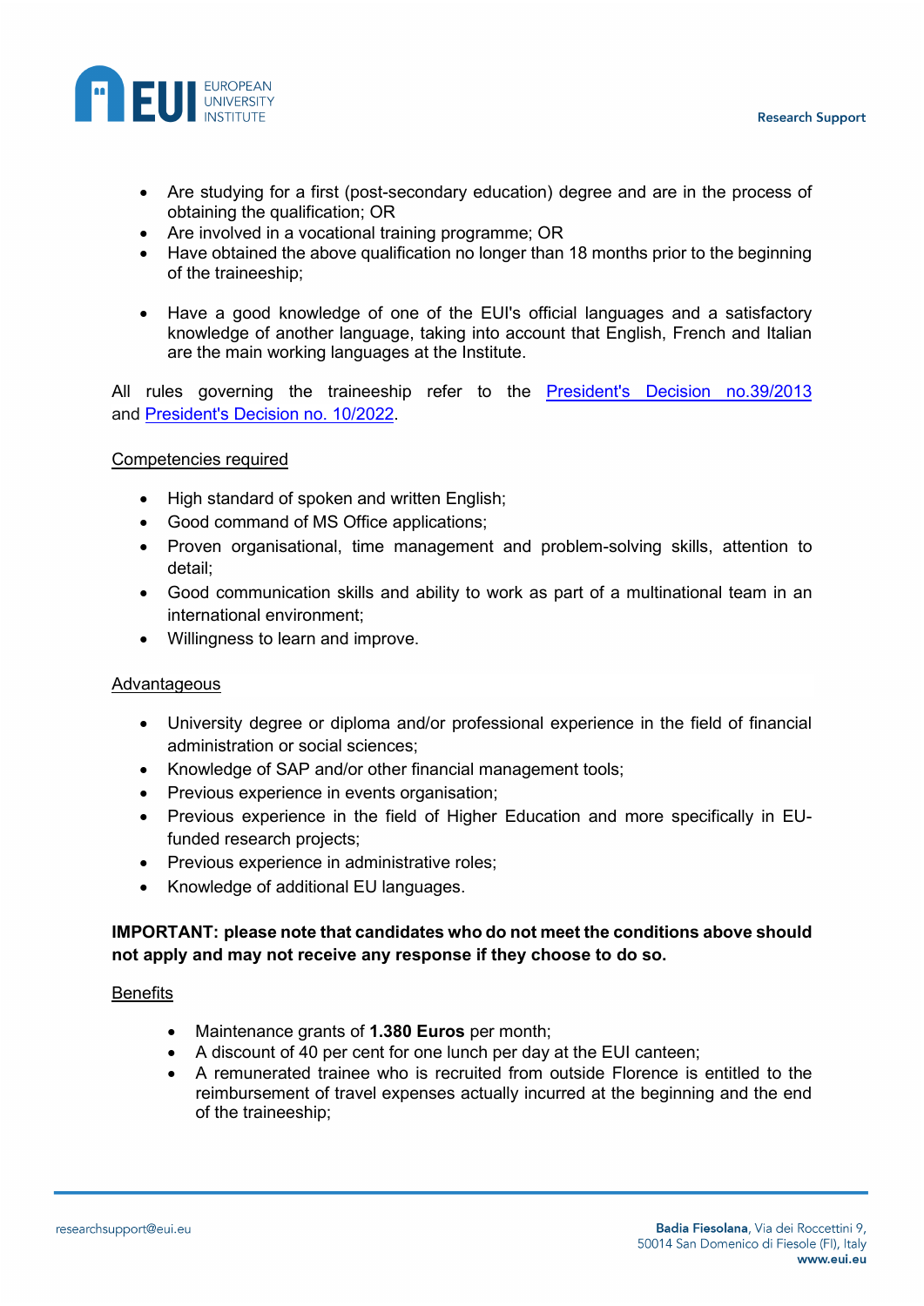- Are studying for a first (post-secondary education) degree and are in the process of obtaining the qualification; OR
- Are involved in a vocational training programme; OR
- Have obtained the above qualification no longer than 18 months prior to the beginning of the traineeship;

- Have a good knowledge of one of the EUI's official languages and a satisfactory knowledge of another language, taking into account that English, French and Italian are the main working languages at the Institute.

All rules governing the traineeship refer to the [President's Decision no.39/2013]() and [President's Decision no. 10/2022]().

<u>Competencies required</u>

- High standard of spoken and written English;
- Good command of MS Office applications;
- Proven organisational, time management and problem-solving skills, attention to detail;
- Good communication skills and ability to work as part of a multinational team in an international environment;
- Willingness to learn and improve.

<u>Advantageous</u>

- University degree or diploma and/or professional experience in the field of financial administration or social sciences;
- Knowledge of SAP and/or other financial management tools;
- Previous experience in events organisation;
- Previous experience in the field of Higher Education and more specifically in EU-funded research projects;
- Previous experience in administrative roles;
- Knowledge of additional EU languages.

**IMPORTANT: please note that candidates who do not meet the conditions above should not apply and may not receive any response if they choose to do so.**

<u>Benefits</u>

- Maintenance grants of **1.380 Euros** per month;
- A discount of 40 per cent for one lunch per day at the EUI canteen;
- A remunerated trainee who is recruited from outside Florence is entitled to the reimbursement of travel expenses actually incurred at the beginning and the end of the traineeship;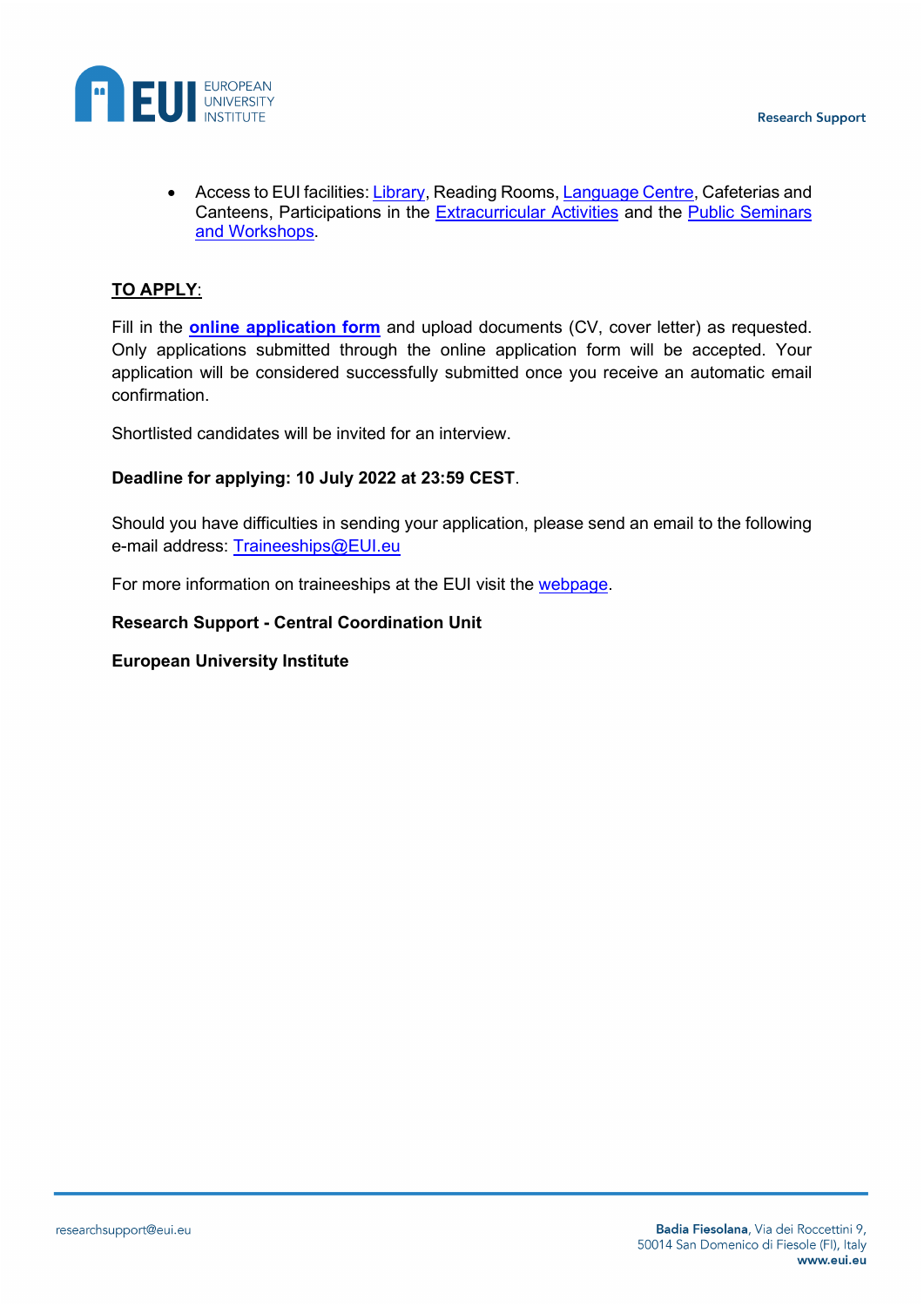- Access to EUI facilities: Library, Reading Rooms, Language Centre, Cafeterias and Canteens, Participations in the Extracurricular Activities and the Public Seminars and Workshops.

**TO APPLY**:

Fill in the **online application form** and upload documents (CV, cover letter) as requested. Only applications submitted through the online application form will be accepted. Your application will be considered successfully submitted once you receive an automatic email confirmation.

Shortlisted candidates will be invited for an interview.

**Deadline for applying: 10 July 2022 at 23:59 CEST**.

Should you have difficulties in sending your application, please send an email to the following e-mail address: Traineeships@EUI.eu

For more information on traineeships at the EUI visit the webpage.

**Research Support - Central Coordination Unit**

**European University Institute**